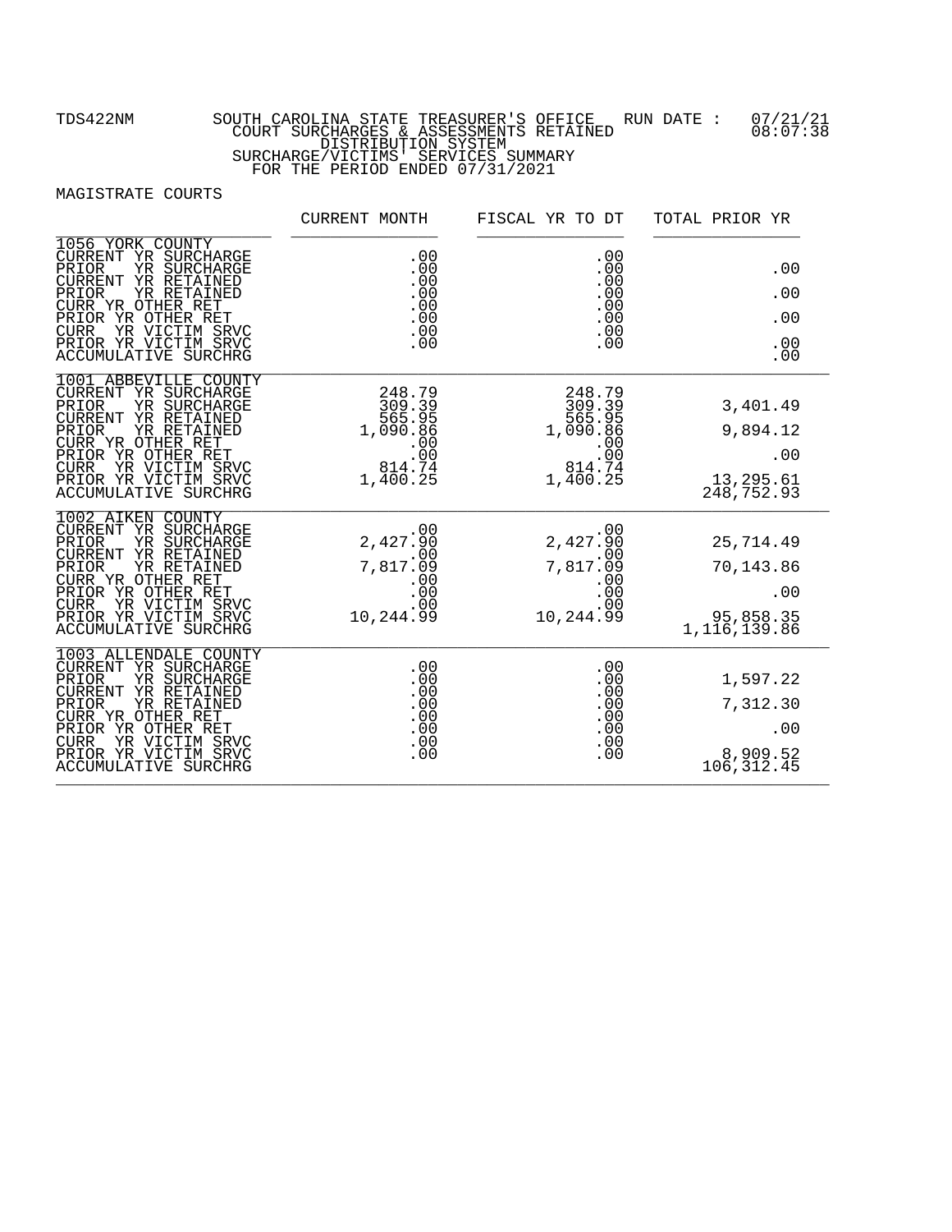TDS422NM SOUTH CAROLINA STATE TREASURER'S OFFICE RUN DATE : 07/21/21 08:07:38

COURT SURCHARGES & ASSESSMENTS RETAINED
DISTRIBUTION SYSTEM
SURCHARGE/VICTIMS' SERVICES SUMMARY
FOR THE PERIOD ENDED 07/31/2021

MAGISTRATE COURTS

| | CURRENT MONTH | FISCAL YR TO DT | TOTAL PRIOR YR |
|---|---|---|---|
| **1056 YORK COUNTY** | | | |
| CURRENT YR SURCHARGE | .00 | .00 | |
| PRIOR YR SURCHARGE | .00 | .00 | .00 |
| CURRENT YR RETAINED | .00 | .00 | |
| PRIOR YR RETAINED | .00 | .00 | .00 |
| CURR YR OTHER RET | .00 | .00 | |
| PRIOR YR OTHER RET | .00 | .00 | .00 |
| CURR YR VICTIM SRVC | .00 | .00 | |
| PRIOR YR VICTIM SRVC | .00 | .00 | .00 |
| ACCUMULATIVE SURCHRG | | | .00 |
| **1001 ABBEVILLE COUNTY** | | | |
| CURRENT YR SURCHARGE | 248.79 | 248.79 | |
| PRIOR YR SURCHARGE | 309.39 | 309.39 | 3,401.49 |
| CURRENT YR RETAINED | 565.95 | 565.95 | |
| PRIOR YR RETAINED | 1,090.86 | 1,090.86 | 9,894.12 |
| CURR YR OTHER RET | .00 | .00 | |
| PRIOR YR OTHER RET | .00 | .00 | .00 |
| CURR YR VICTIM SRVC | 814.74 | 814.74 | |
| PRIOR YR VICTIM SRVC | 1,400.25 | 1,400.25 | 13,295.61 |
| ACCUMULATIVE SURCHRG | | | 248,752.93 |
| **1002 AIKEN COUNTY** | | | |
| CURRENT YR SURCHARGE | .00 | .00 | |
| PRIOR YR SURCHARGE | 2,427.90 | 2,427.90 | 25,714.49 |
| CURRENT YR RETAINED | .00 | .00 | |
| PRIOR YR RETAINED | 7,817.09 | 7,817.09 | 70,143.86 |
| CURR YR OTHER RET | .00 | .00 | |
| PRIOR YR OTHER RET | .00 | .00 | .00 |
| CURR YR VICTIM SRVC | .00 | .00 | |
| PRIOR YR VICTIM SRVC | 10,244.99 | 10,244.99 | 95,858.35 |
| ACCUMULATIVE SURCHRG | | | 1,116,139.86 |
| **1003 ALLENDALE COUNTY** | | | |
| CURRENT YR SURCHARGE | .00 | .00 | |
| PRIOR YR SURCHARGE | .00 | .00 | 1,597.22 |
| CURRENT YR RETAINED | .00 | .00 | |
| PRIOR YR RETAINED | .00 | .00 | 7,312.30 |
| CURR YR OTHER RET | .00 | .00 | |
| PRIOR YR OTHER RET | .00 | .00 | .00 |
| CURR YR VICTIM SRVC | .00 | .00 | |
| PRIOR YR VICTIM SRVC | .00 | .00 | 8,909.52 |
| ACCUMULATIVE SURCHRG | | | 106,312.45 |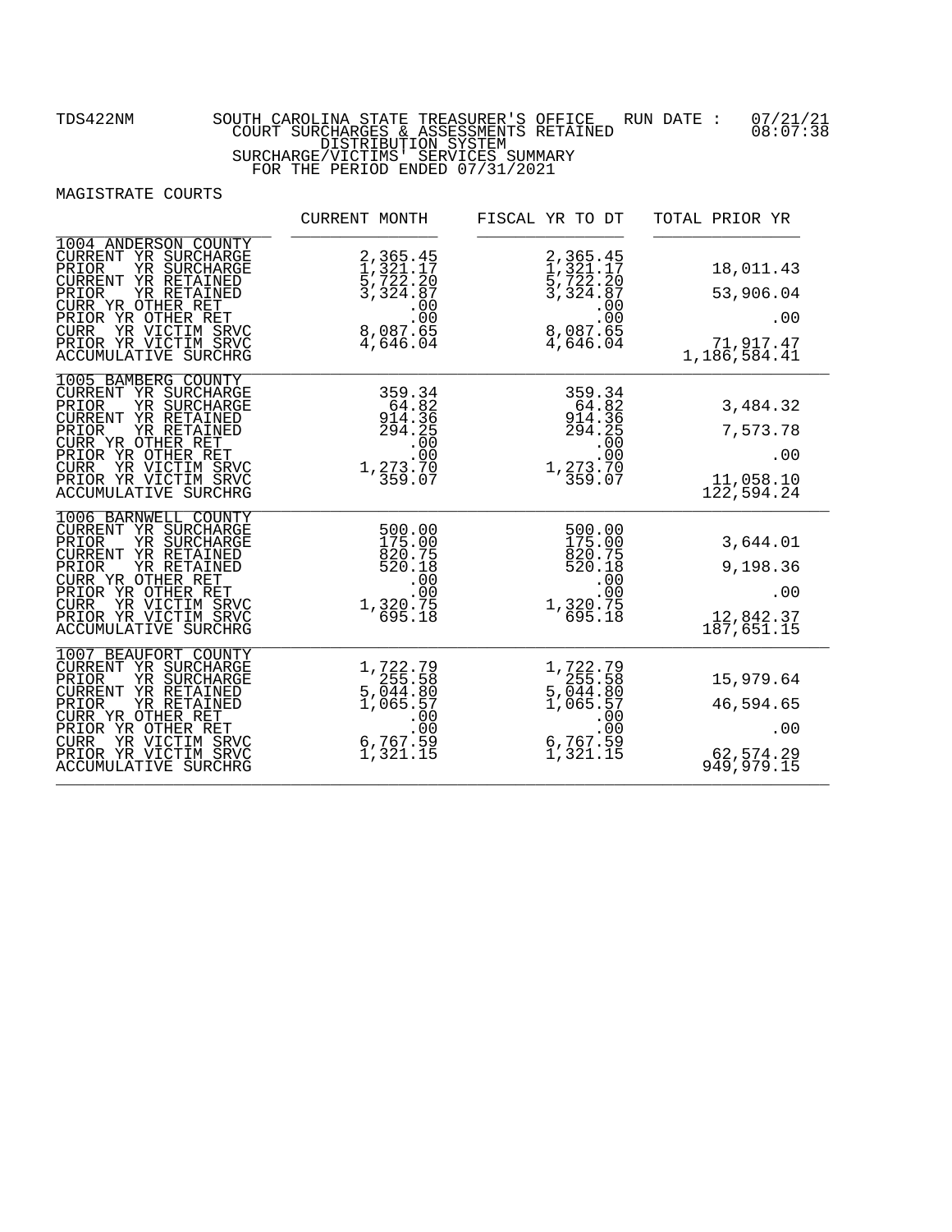TDS422NM — SOUTH CAROLINA STATE TREASURER'S OFFICE — RUN DATE : 07/21/21 08:07:38

COURT SURCHARGES & ASSESSMENTS RETAINED
DISTRIBUTION SYSTEM
SURCHARGE/VICTIMS' SERVICES SUMMARY
FOR THE PERIOD ENDED 07/31/2021

MAGISTRATE COURTS

| | CURRENT MONTH | FISCAL YR TO DT | TOTAL PRIOR YR |
|---|---|---|---|
| **1004 ANDERSON COUNTY** | | | |
| CURRENT YR SURCHARGE | 2,365.45 | 2,365.45 | |
| PRIOR YR SURCHARGE | 1,321.17 | 1,321.17 | 18,011.43 |
| CURRENT YR RETAINED | 5,722.20 | 5,722.20 | |
| PRIOR YR RETAINED | 3,324.87 | 3,324.87 | 53,906.04 |
| CURR YR OTHER RET | .00 | .00 | |
| PRIOR YR OTHER RET | .00 | .00 | .00 |
| CURR YR VICTIM SRVC | 8,087.65 | 8,087.65 | |
| PRIOR YR VICTIM SRVC | 4,646.04 | 4,646.04 | 71,917.47 |
| ACCUMULATIVE SURCHRG | | | 1,186,584.41 |
| **1005 BAMBERG COUNTY** | | | |
| CURRENT YR SURCHARGE | 359.34 | 359.34 | |
| PRIOR YR SURCHARGE | 64.82 | 64.82 | 3,484.32 |
| CURRENT YR RETAINED | 914.36 | 914.36 | |
| PRIOR YR RETAINED | 294.25 | 294.25 | 7,573.78 |
| CURR YR OTHER RET | .00 | .00 | |
| PRIOR YR OTHER RET | .00 | .00 | .00 |
| CURR YR VICTIM SRVC | 1,273.70 | 1,273.70 | |
| PRIOR YR VICTIM SRVC | 359.07 | 359.07 | 11,058.10 |
| ACCUMULATIVE SURCHRG | | | 122,594.24 |
| **1006 BARNWELL COUNTY** | | | |
| CURRENT YR SURCHARGE | 500.00 | 500.00 | |
| PRIOR YR SURCHARGE | 175.00 | 175.00 | 3,644.01 |
| CURRENT YR RETAINED | 820.75 | 820.75 | |
| PRIOR YR RETAINED | 520.18 | 520.18 | 9,198.36 |
| CURR YR OTHER RET | .00 | .00 | |
| PRIOR YR OTHER RET | .00 | .00 | .00 |
| CURR YR VICTIM SRVC | 1,320.75 | 1,320.75 | |
| PRIOR YR VICTIM SRVC | 695.18 | 695.18 | 12,842.37 |
| ACCUMULATIVE SURCHRG | | | 187,651.15 |
| **1007 BEAUFORT COUNTY** | | | |
| CURRENT YR SURCHARGE | 1,722.79 | 1,722.79 | |
| PRIOR YR SURCHARGE | 255.58 | 255.58 | 15,979.64 |
| CURRENT YR RETAINED | 5,044.80 | 5,044.80 | |
| PRIOR YR RETAINED | 1,065.57 | 1,065.57 | 46,594.65 |
| CURR YR OTHER RET | .00 | .00 | |
| PRIOR YR OTHER RET | .00 | .00 | .00 |
| CURR YR VICTIM SRVC | 6,767.59 | 6,767.59 | |
| PRIOR YR VICTIM SRVC | 1,321.15 | 1,321.15 | 62,574.29 |
| ACCUMULATIVE SURCHRG | | | 949,979.15 |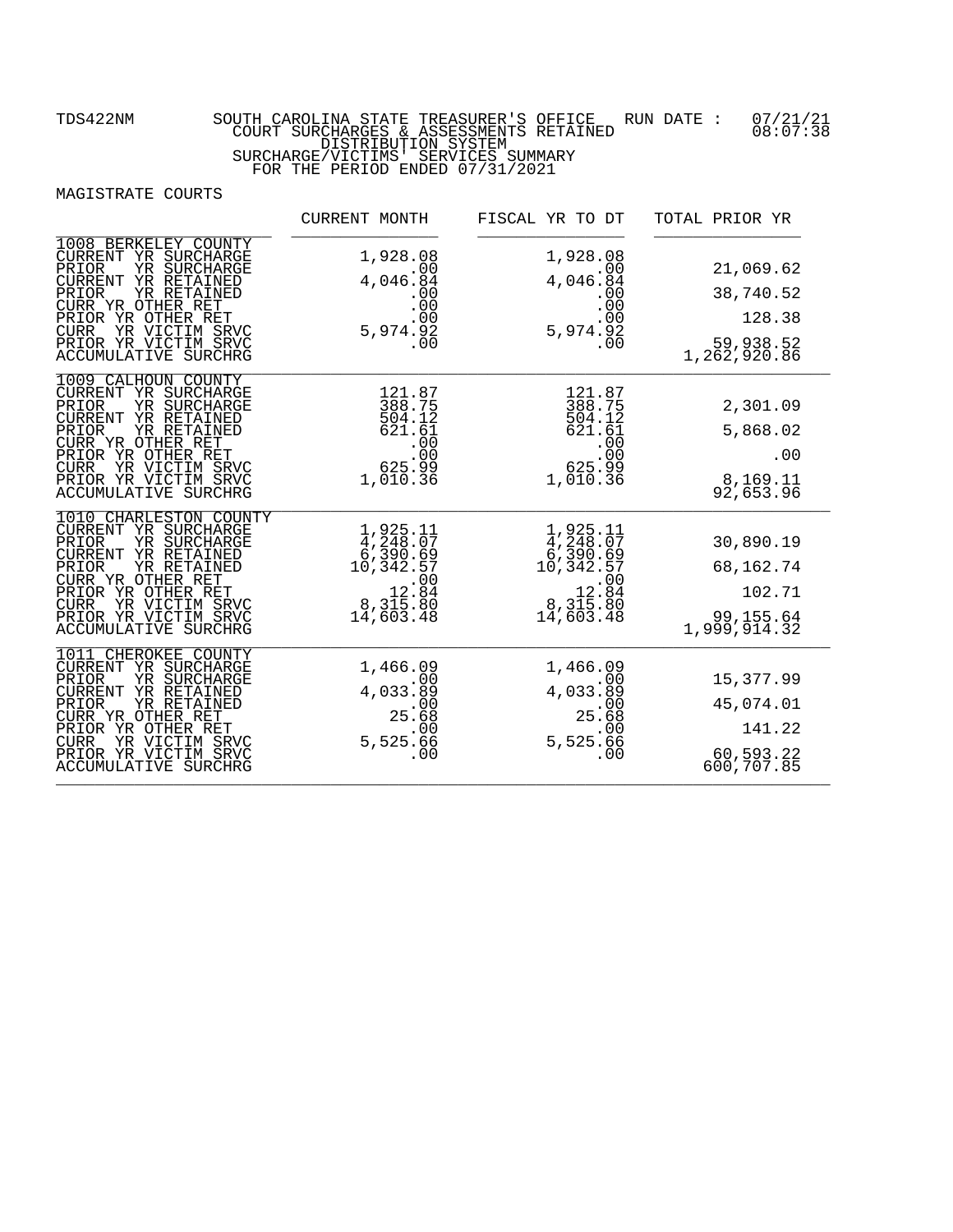TDS422NM SOUTH CAROLINA STATE TREASURER'S OFFICE RUN DATE : 07/21/21 08:07:38

COURT SURCHARGES & ASSESSMENTS RETAINED
DISTRIBUTION SYSTEM
SURCHARGE/VICTIMS' SERVICES SUMMARY
FOR THE PERIOD ENDED 07/31/2021

MAGISTRATE COURTS

| | CURRENT MONTH | FISCAL YR TO DT | TOTAL PRIOR YR |
|---|---|---|---|
| **1008 BERKELEY COUNTY** | | | |
| CURRENT YR SURCHARGE | 1,928.08 | 1,928.08 | |
| PRIOR YR SURCHARGE | .00 | .00 | 21,069.62 |
| CURRENT YR RETAINED | 4,046.84 | 4,046.84 | |
| PRIOR YR RETAINED | .00 | .00 | 38,740.52 |
| CURR YR OTHER RET | .00 | .00 | |
| PRIOR YR OTHER RET | .00 | .00 | 128.38 |
| CURR YR VICTIM SRVC | 5,974.92 | 5,974.92 | |
| PRIOR YR VICTIM SRVC | .00 | .00 | 59,938.52 |
| ACCUMULATIVE SURCHRG | | | 1,262,920.86 |
| **1009 CALHOUN COUNTY** | | | |
| CURRENT YR SURCHARGE | 121.87 | 121.87 | |
| PRIOR YR SURCHARGE | 388.75 | 388.75 | 2,301.09 |
| CURRENT YR RETAINED | 504.12 | 504.12 | |
| PRIOR YR RETAINED | 621.61 | 621.61 | 5,868.02 |
| CURR YR OTHER RET | .00 | .00 | |
| PRIOR YR OTHER RET | .00 | .00 | .00 |
| CURR YR VICTIM SRVC | 625.99 | 625.99 | |
| PRIOR YR VICTIM SRVC | 1,010.36 | 1,010.36 | 8,169.11 |
| ACCUMULATIVE SURCHRG | | | 92,653.96 |
| **1010 CHARLESTON COUNTY** | | | |
| CURRENT YR SURCHARGE | 1,925.11 | 1,925.11 | |
| PRIOR YR SURCHARGE | 4,248.07 | 4,248.07 | 30,890.19 |
| CURRENT YR RETAINED | 6,390.69 | 6,390.69 | |
| PRIOR YR RETAINED | 10,342.57 | 10,342.57 | 68,162.74 |
| CURR YR OTHER RET | .00 | .00 | |
| PRIOR YR OTHER RET | 12.84 | 12.84 | 102.71 |
| CURR YR VICTIM SRVC | 8,315.80 | 8,315.80 | |
| PRIOR YR VICTIM SRVC | 14,603.48 | 14,603.48 | 99,155.64 |
| ACCUMULATIVE SURCHRG | | | 1,999,914.32 |
| **1011 CHEROKEE COUNTY** | | | |
| CURRENT YR SURCHARGE | 1,466.09 | 1,466.09 | |
| PRIOR YR SURCHARGE | .00 | .00 | 15,377.99 |
| CURRENT YR RETAINED | 4,033.89 | 4,033.89 | |
| PRIOR YR RETAINED | .00 | .00 | 45,074.01 |
| CURR YR OTHER RET | 25.68 | 25.68 | |
| PRIOR YR OTHER RET | .00 | .00 | 141.22 |
| CURR YR VICTIM SRVC | 5,525.66 | 5,525.66 | |
| PRIOR YR VICTIM SRVC | .00 | .00 | 60,593.22 |
| ACCUMULATIVE SURCHRG | | | 600,707.85 |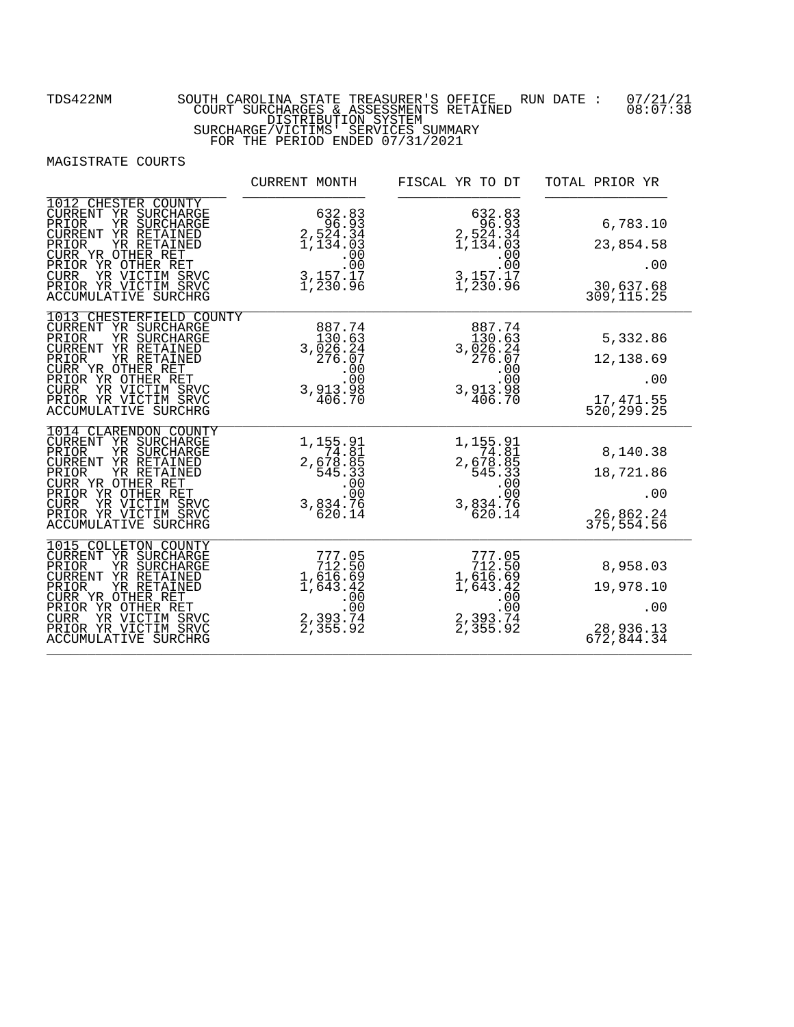TDS422NM SOUTH CAROLINA STATE TREASURER'S OFFICE RUN DATE : 07/21/21 08:07:38

COURT SURCHARGES & ASSESSMENTS RETAINED
DISTRIBUTION SYSTEM
SURCHARGE/VICTIMS' SERVICES SUMMARY
FOR THE PERIOD ENDED 07/31/2021

MAGISTRATE COURTS

| | CURRENT MONTH | FISCAL YR TO DT | TOTAL PRIOR YR |
|---|---|---|---|
| **1012 CHESTER COUNTY** | | | |
| CURRENT YR SURCHARGE | 632.83 | 632.83 | |
| PRIOR YR SURCHARGE | 96.93 | 96.93 | 6,783.10 |
| CURRENT YR RETAINED | 2,524.34 | 2,524.34 | |
| PRIOR YR RETAINED | 1,134.03 | 1,134.03 | 23,854.58 |
| CURR YR OTHER RET | .00 | .00 | |
| PRIOR YR OTHER RET | .00 | .00 | .00 |
| CURR YR VICTIM SRVC | 3,157.17 | 3,157.17 | |
| PRIOR YR VICTIM SRVC | 1,230.96 | 1,230.96 | 30,637.68 |
| ACCUMULATIVE SURCHRG | | | 309,115.25 |
| **1013 CHESTERFIELD COUNTY** | | | |
| CURRENT YR SURCHARGE | 887.74 | 887.74 | |
| PRIOR YR SURCHARGE | 130.63 | 130.63 | 5,332.86 |
| CURRENT YR RETAINED | 3,026.24 | 3,026.24 | |
| PRIOR YR RETAINED | 276.07 | 276.07 | 12,138.69 |
| CURR YR OTHER RET | .00 | .00 | |
| PRIOR YR OTHER RET | .00 | .00 | .00 |
| CURR YR VICTIM SRVC | 3,913.98 | 3,913.98 | |
| PRIOR YR VICTIM SRVC | 406.70 | 406.70 | 17,471.55 |
| ACCUMULATIVE SURCHRG | | | 520,299.25 |
| **1014 CLARENDON COUNTY** | | | |
| CURRENT YR SURCHARGE | 1,155.91 | 1,155.91 | |
| PRIOR YR SURCHARGE | 74.81 | 74.81 | 8,140.38 |
| CURRENT YR RETAINED | 2,678.85 | 2,678.85 | |
| PRIOR YR RETAINED | 545.33 | 545.33 | 18,721.86 |
| CURR YR OTHER RET | .00 | .00 | |
| PRIOR YR OTHER RET | .00 | .00 | .00 |
| CURR YR VICTIM SRVC | 3,834.76 | 3,834.76 | |
| PRIOR YR VICTIM SRVC | 620.14 | 620.14 | 26,862.24 |
| ACCUMULATIVE SURCHRG | | | 375,554.56 |
| **1015 COLLETON COUNTY** | | | |
| CURRENT YR SURCHARGE | 777.05 | 777.05 | |
| PRIOR YR SURCHARGE | 712.50 | 712.50 | 8,958.03 |
| CURRENT YR RETAINED | 1,616.69 | 1,616.69 | |
| PRIOR YR RETAINED | 1,643.42 | 1,643.42 | 19,978.10 |
| CURR YR OTHER RET | .00 | .00 | |
| PRIOR YR OTHER RET | .00 | .00 | .00 |
| CURR YR VICTIM SRVC | 2,393.74 | 2,393.74 | |
| PRIOR YR VICTIM SRVC | 2,355.92 | 2,355.92 | 28,936.13 |
| ACCUMULATIVE SURCHRG | | | 672,844.34 |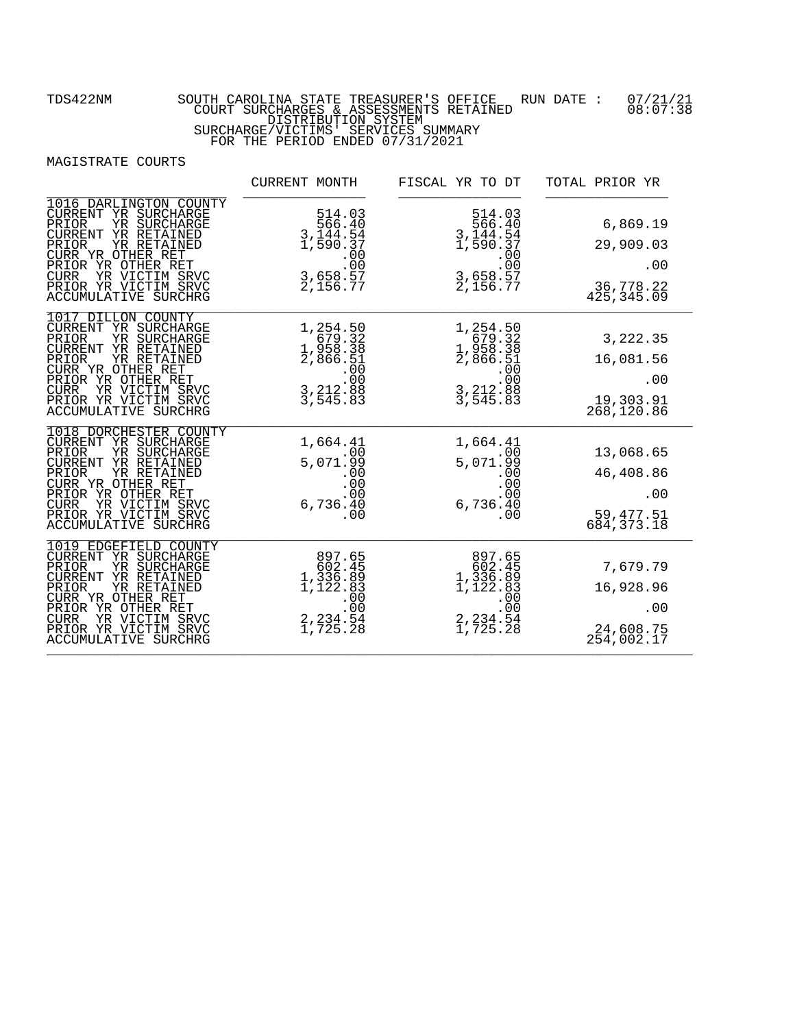TDS422NM SOUTH CAROLINA STATE TREASURER'S OFFICE RUN DATE : 07/21/21 08:07:38

COURT SURCHARGES & ASSESSMENTS RETAINED
DISTRIBUTION SYSTEM
SURCHARGE/VICTIMS' SERVICES SUMMARY
FOR THE PERIOD ENDED 07/31/2021

MAGISTRATE COURTS

| | CURRENT MONTH | FISCAL YR TO DT | TOTAL PRIOR YR |
|---|---|---|---|
| **1016 DARLINGTON COUNTY** | | | |
| CURRENT YR SURCHARGE | 514.03 | 514.03 | |
| PRIOR YR SURCHARGE | 566.40 | 566.40 | 6,869.19 |
| CURRENT YR RETAINED | 3,144.54 | 3,144.54 | |
| PRIOR YR RETAINED | 1,590.37 | 1,590.37 | 29,909.03 |
| CURR YR OTHER RET | .00 | .00 | |
| PRIOR YR OTHER RET | .00 | .00 | .00 |
| CURR YR VICTIM SRVC | 3,658.57 | 3,658.57 | |
| PRIOR YR VICTIM SRVC | 2,156.77 | 2,156.77 | 36,778.22 |
| ACCUMULATIVE SURCHRG | | | 425,345.09 |
| **1017 DILLON COUNTY** | | | |
| CURRENT YR SURCHARGE | 1,254.50 | 1,254.50 | |
| PRIOR YR SURCHARGE | 679.32 | 679.32 | 3,222.35 |
| CURRENT YR RETAINED | 1,958.38 | 1,958.38 | |
| PRIOR YR RETAINED | 2,866.51 | 2,866.51 | 16,081.56 |
| CURR YR OTHER RET | .00 | .00 | |
| PRIOR YR OTHER RET | .00 | .00 | .00 |
| CURR YR VICTIM SRVC | 3,212.88 | 3,212.88 | |
| PRIOR YR VICTIM SRVC | 3,545.83 | 3,545.83 | 19,303.91 |
| ACCUMULATIVE SURCHRG | | | 268,120.86 |
| **1018 DORCHESTER COUNTY** | | | |
| CURRENT YR SURCHARGE | 1,664.41 | 1,664.41 | |
| PRIOR YR SURCHARGE | .00 | .00 | 13,068.65 |
| CURRENT YR RETAINED | 5,071.99 | 5,071.99 | |
| PRIOR YR RETAINED | .00 | .00 | 46,408.86 |
| CURR YR OTHER RET | .00 | .00 | |
| PRIOR YR OTHER RET | .00 | .00 | .00 |
| CURR YR VICTIM SRVC | 6,736.40 | 6,736.40 | |
| PRIOR YR VICTIM SRVC | .00 | .00 | 59,477.51 |
| ACCUMULATIVE SURCHRG | | | 684,373.18 |
| **1019 EDGEFIELD COUNTY** | | | |
| CURRENT YR SURCHARGE | 897.65 | 897.65 | |
| PRIOR YR SURCHARGE | 602.45 | 602.45 | 7,679.79 |
| CURRENT YR RETAINED | 1,336.89 | 1,336.89 | |
| PRIOR YR RETAINED | 1,122.83 | 1,122.83 | 16,928.96 |
| CURR YR OTHER RET | .00 | .00 | |
| PRIOR YR OTHER RET | .00 | .00 | .00 |
| CURR YR VICTIM SRVC | 2,234.54 | 2,234.54 | |
| PRIOR YR VICTIM SRVC | 1,725.28 | 1,725.28 | 24,608.75 |
| ACCUMULATIVE SURCHRG | | | 254,002.17 |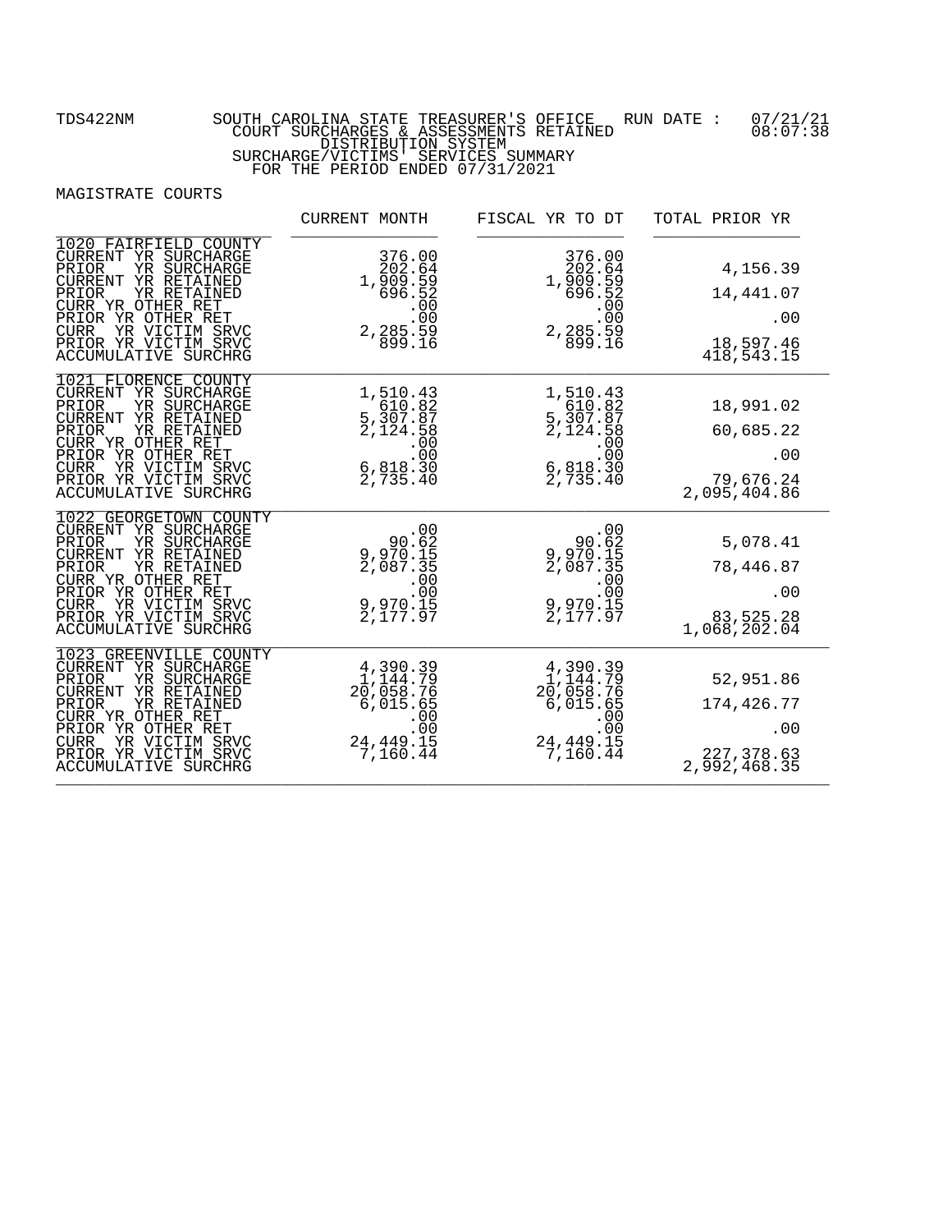TDS422NM SOUTH CAROLINA STATE TREASURER'S OFFICE RUN DATE : 07/21/21 08:07:38

COURT SURCHARGES & ASSESSMENTS RETAINED
DISTRIBUTION SYSTEM
SURCHARGE/VICTIMS' SERVICES SUMMARY
FOR THE PERIOD ENDED 07/31/2021

MAGISTRATE COURTS

| | CURRENT MONTH | FISCAL YR TO DT | TOTAL PRIOR YR |
|---|---|---|---|
| **1020 FAIRFIELD COUNTY** | | | |
| CURRENT YR SURCHARGE | 376.00 | 376.00 | |
| PRIOR YR SURCHARGE | 202.64 | 202.64 | 4,156.39 |
| CURRENT YR RETAINED | 1,909.59 | 1,909.59 | |
| PRIOR YR RETAINED | 696.52 | 696.52 | 14,441.07 |
| CURR YR OTHER RET | .00 | .00 | |
| PRIOR YR OTHER RET | .00 | .00 | .00 |
| CURR YR VICTIM SRVC | 2,285.59 | 2,285.59 | |
| PRIOR YR VICTIM SRVC | 899.16 | 899.16 | 18,597.46 |
| ACCUMULATIVE SURCHRG | | | 418,543.15 |
| **1021 FLORENCE COUNTY** | | | |
| CURRENT YR SURCHARGE | 1,510.43 | 1,510.43 | |
| PRIOR YR SURCHARGE | 610.82 | 610.82 | 18,991.02 |
| CURRENT YR RETAINED | 5,307.87 | 5,307.87 | |
| PRIOR YR RETAINED | 2,124.58 | 2,124.58 | 60,685.22 |
| CURR YR OTHER RET | .00 | .00 | |
| PRIOR YR OTHER RET | .00 | .00 | .00 |
| CURR YR VICTIM SRVC | 6,818.30 | 6,818.30 | |
| PRIOR YR VICTIM SRVC | 2,735.40 | 2,735.40 | 79,676.24 |
| ACCUMULATIVE SURCHRG | | | 2,095,404.86 |
| **1022 GEORGETOWN COUNTY** | | | |
| CURRENT YR SURCHARGE | .00 | .00 | |
| PRIOR YR SURCHARGE | 90.62 | 90.62 | 5,078.41 |
| CURRENT YR RETAINED | 9,970.15 | 9,970.15 | |
| PRIOR YR RETAINED | 2,087.35 | 2,087.35 | 78,446.87 |
| CURR YR OTHER RET | .00 | .00 | |
| PRIOR YR OTHER RET | .00 | .00 | .00 |
| CURR YR VICTIM SRVC | 9,970.15 | 9,970.15 | |
| PRIOR YR VICTIM SRVC | 2,177.97 | 2,177.97 | 83,525.28 |
| ACCUMULATIVE SURCHRG | | | 1,068,202.04 |
| **1023 GREENVILLE COUNTY** | | | |
| CURRENT YR SURCHARGE | 4,390.39 | 4,390.39 | |
| PRIOR YR SURCHARGE | 1,144.79 | 1,144.79 | 52,951.86 |
| CURRENT YR RETAINED | 20,058.76 | 20,058.76 | |
| PRIOR YR RETAINED | 6,015.65 | 6,015.65 | 174,426.77 |
| CURR YR OTHER RET | .00 | .00 | |
| PRIOR YR OTHER RET | .00 | .00 | .00 |
| CURR YR VICTIM SRVC | 24,449.15 | 24,449.15 | |
| PRIOR YR VICTIM SRVC | 7,160.44 | 7,160.44 | 227,378.63 |
| ACCUMULATIVE SURCHRG | | | 2,992,468.35 |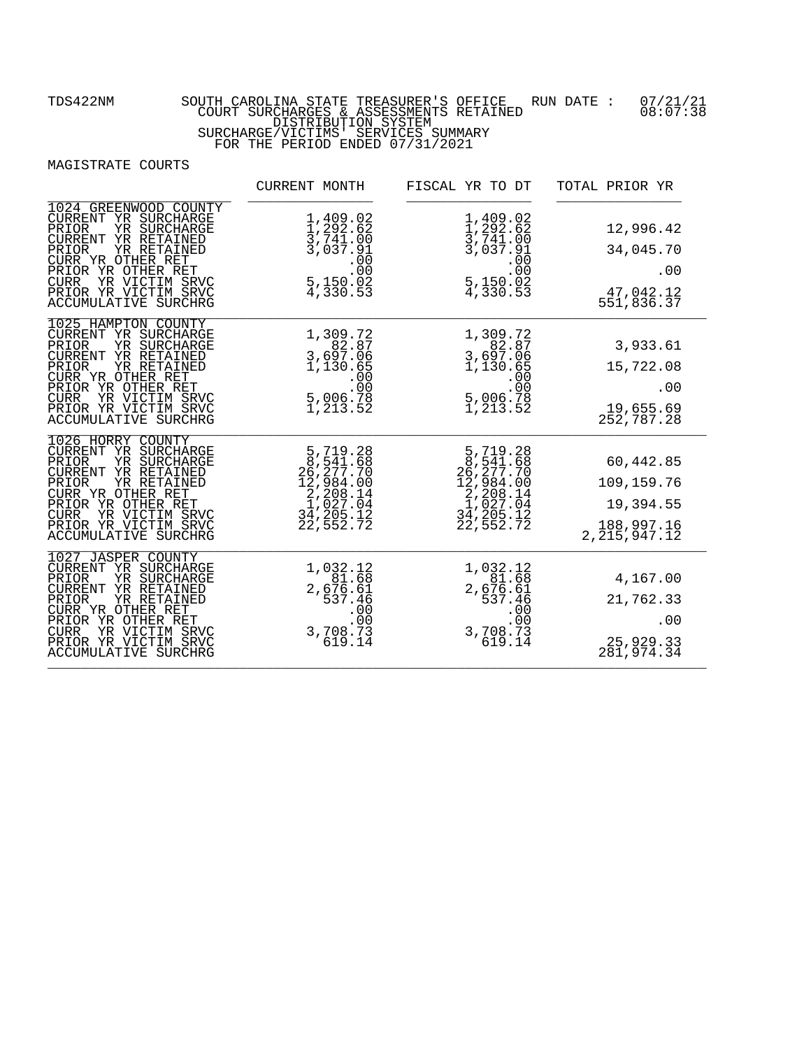TDS422NM — SOUTH CAROLINA STATE TREASURER'S OFFICE — RUN DATE : 07/21/21 08:07:38

COURT SURCHARGES & ASSESSMENTS RETAINED
DISTRIBUTION SYSTEM
SURCHARGE/VICTIMS' SERVICES SUMMARY
FOR THE PERIOD ENDED 07/31/2021

MAGISTRATE COURTS

| | CURRENT MONTH | FISCAL YR TO DT | TOTAL PRIOR YR |
|---|---|---|---|
| **1024 GREENWOOD COUNTY** | | | |
| CURRENT YR SURCHARGE | 1,409.02 | 1,409.02 | |
| PRIOR YR SURCHARGE | 1,292.62 | 1,292.62 | 12,996.42 |
| CURRENT YR RETAINED | 3,741.00 | 3,741.00 | |
| PRIOR YR RETAINED | 3,037.91 | 3,037.91 | 34,045.70 |
| CURR YR OTHER RET | .00 | .00 | |
| PRIOR YR OTHER RET | .00 | .00 | .00 |
| CURR YR VICTIM SRVC | 5,150.02 | 5,150.02 | |
| PRIOR YR VICTIM SRVC | 4,330.53 | 4,330.53 | 47,042.12 |
| ACCUMULATIVE SURCHRG | | | 551,836.37 |
| **1025 HAMPTON COUNTY** | | | |
| CURRENT YR SURCHARGE | 1,309.72 | 1,309.72 | |
| PRIOR YR SURCHARGE | 82.87 | 82.87 | 3,933.61 |
| CURRENT YR RETAINED | 3,697.06 | 3,697.06 | |
| PRIOR YR RETAINED | 1,130.65 | 1,130.65 | 15,722.08 |
| CURR YR OTHER RET | .00 | .00 | |
| PRIOR YR OTHER RET | .00 | .00 | .00 |
| CURR YR VICTIM SRVC | 5,006.78 | 5,006.78 | |
| PRIOR YR VICTIM SRVC | 1,213.52 | 1,213.52 | 19,655.69 |
| ACCUMULATIVE SURCHRG | | | 252,787.28 |
| **1026 HORRY COUNTY** | | | |
| CURRENT YR SURCHARGE | 5,719.28 | 5,719.28 | |
| PRIOR YR SURCHARGE | 8,541.68 | 8,541.68 | 60,442.85 |
| CURRENT YR RETAINED | 26,277.70 | 26,277.70 | |
| PRIOR YR RETAINED | 12,984.00 | 12,984.00 | 109,159.76 |
| CURR YR OTHER RET | 2,208.14 | 2,208.14 | |
| PRIOR YR OTHER RET | 1,027.04 | 1,027.04 | 19,394.55 |
| CURR YR VICTIM SRVC | 34,205.12 | 34,205.12 | |
| PRIOR YR VICTIM SRVC | 22,552.72 | 22,552.72 | 188,997.16 |
| ACCUMULATIVE SURCHRG | | | 2,215,947.12 |
| **1027 JASPER COUNTY** | | | |
| CURRENT YR SURCHARGE | 1,032.12 | 1,032.12 | |
| PRIOR YR SURCHARGE | 81.68 | 81.68 | 4,167.00 |
| CURRENT YR RETAINED | 2,676.61 | 2,676.61 | |
| PRIOR YR RETAINED | 537.46 | 537.46 | 21,762.33 |
| CURR YR OTHER RET | .00 | .00 | |
| PRIOR YR OTHER RET | .00 | .00 | .00 |
| CURR YR VICTIM SRVC | 3,708.73 | 3,708.73 | |
| PRIOR YR VICTIM SRVC | 619.14 | 619.14 | 25,929.33 |
| ACCUMULATIVE SURCHRG | | | 281,974.34 |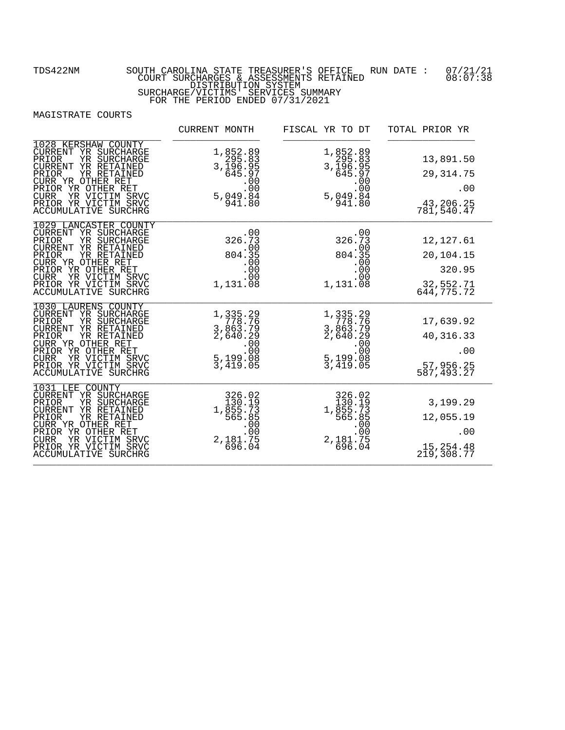TDS422NM

SOUTH CAROLINA STATE TREASURER'S OFFICE
COURT SURCHARGES & ASSESSMENTS RETAINED
DISTRIBUTION SYSTEM
SURCHARGE/VICTIMS' SERVICES SUMMARY
FOR THE PERIOD ENDED 07/31/2021

RUN DATE : 07/21/21 08:07:38

MAGISTRATE COURTS

| | CURRENT MONTH | FISCAL YR TO DT | TOTAL PRIOR YR |
|---|---|---|---|
| **1028 KERSHAW COUNTY** | | | |
| CURRENT YR SURCHARGE | 1,852.89 | 1,852.89 | |
| PRIOR YR SURCHARGE | 295.83 | 295.83 | 13,891.50 |
| CURRENT YR RETAINED | 3,196.95 | 3,196.95 | |
| PRIOR YR RETAINED | 645.97 | 645.97 | 29,314.75 |
| CURR YR OTHER RET | .00 | .00 | |
| PRIOR YR OTHER RET | .00 | .00 | .00 |
| CURR YR VICTIM SRVC | 5,049.84 | 5,049.84 | |
| PRIOR YR VICTIM SRVC | 941.80 | 941.80 | 43,206.25 |
| ACCUMULATIVE SURCHRG | | | 781,540.47 |
| **1029 LANCASTER COUNTY** | | | |
| CURRENT YR SURCHARGE | .00 | .00 | |
| PRIOR YR SURCHARGE | 326.73 | 326.73 | 12,127.61 |
| CURRENT YR RETAINED | .00 | .00 | |
| PRIOR YR RETAINED | 804.35 | 804.35 | 20,104.15 |
| CURR YR OTHER RET | .00 | .00 | |
| PRIOR YR OTHER RET | .00 | .00 | 320.95 |
| CURR YR VICTIM SRVC | .00 | .00 | |
| PRIOR YR VICTIM SRVC | 1,131.08 | 1,131.08 | 32,552.71 |
| ACCUMULATIVE SURCHRG | | | 644,775.72 |
| **1030 LAURENS COUNTY** | | | |
| CURRENT YR SURCHARGE | 1,335.29 | 1,335.29 | |
| PRIOR YR SURCHARGE | 778.76 | 778.76 | 17,639.92 |
| CURRENT YR RETAINED | 3,863.79 | 3,863.79 | |
| PRIOR YR RETAINED | 2,640.29 | 2,640.29 | 40,316.33 |
| CURR YR OTHER RET | .00 | .00 | |
| PRIOR YR OTHER RET | .00 | .00 | .00 |
| CURR YR VICTIM SRVC | 5,199.08 | 5,199.08 | |
| PRIOR YR VICTIM SRVC | 3,419.05 | 3,419.05 | 57,956.25 |
| ACCUMULATIVE SURCHRG | | | 587,493.27 |
| **1031 LEE COUNTY** | | | |
| CURRENT YR SURCHARGE | 326.02 | 326.02 | |
| PRIOR YR SURCHARGE | 130.19 | 130.19 | 3,199.29 |
| CURRENT YR RETAINED | 1,855.73 | 1,855.73 | |
| PRIOR YR RETAINED | 565.85 | 565.85 | 12,055.19 |
| CURR YR OTHER RET | .00 | .00 | |
| PRIOR YR OTHER RET | .00 | .00 | .00 |
| CURR YR VICTIM SRVC | 2,181.75 | 2,181.75 | |
| PRIOR YR VICTIM SRVC | 696.04 | 696.04 | 15,254.48 |
| ACCUMULATIVE SURCHRG | | | 219,308.77 |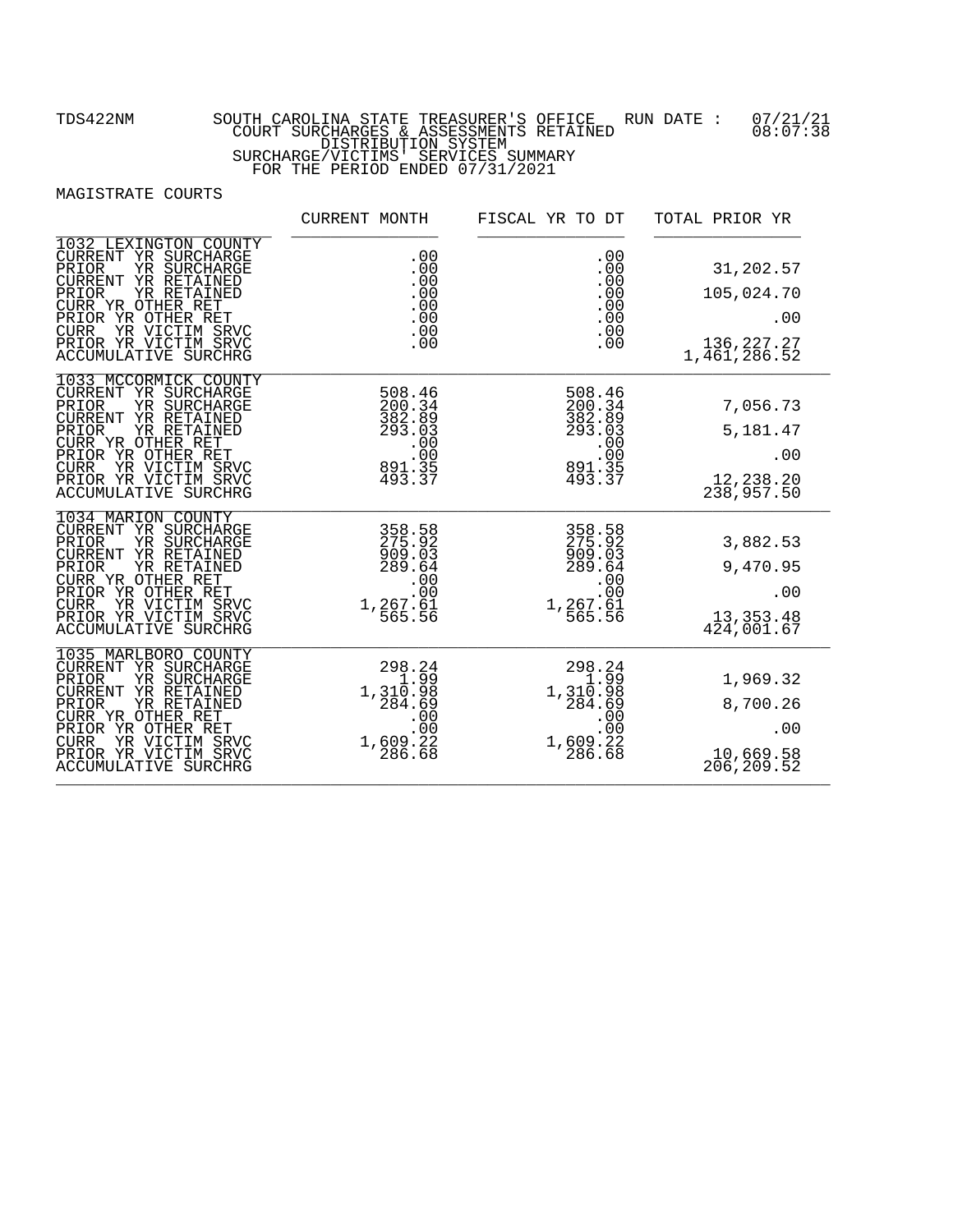TDS422NM SOUTH CAROLINA STATE TREASURER'S OFFICE RUN DATE : 07/21/21 08:07:38

COURT SURCHARGES & ASSESSMENTS RETAINED

DISTRIBUTION SYSTEM

SURCHARGE/VICTIMS' SERVICES SUMMARY

FOR THE PERIOD ENDED 07/31/2021

MAGISTRATE COURTS

| | CURRENT MONTH | FISCAL YR TO DT | TOTAL PRIOR YR |
|---|---|---|---|
| **1032 LEXINGTON COUNTY** | | | |
| CURRENT YR SURCHARGE | .00 | .00 | |
| PRIOR YR SURCHARGE | .00 | .00 | 31,202.57 |
| CURRENT YR RETAINED | .00 | .00 | |
| PRIOR YR RETAINED | .00 | .00 | 105,024.70 |
| CURR YR OTHER RET | .00 | .00 | |
| PRIOR YR OTHER RET | .00 | .00 | .00 |
| CURR YR VICTIM SRVC | .00 | .00 | |
| PRIOR YR VICTIM SRVC | .00 | .00 | 136,227.27 |
| ACCUMULATIVE SURCHRG | | | 1,461,286.52 |
| **1033 MCCORMICK COUNTY** | | | |
| CURRENT YR SURCHARGE | 508.46 | 508.46 | |
| PRIOR YR SURCHARGE | 200.34 | 200.34 | 7,056.73 |
| CURRENT YR RETAINED | 382.89 | 382.89 | |
| PRIOR YR RETAINED | 293.03 | 293.03 | 5,181.47 |
| CURR YR OTHER RET | .00 | .00 | |
| PRIOR YR OTHER RET | .00 | .00 | .00 |
| CURR YR VICTIM SRVC | 891.35 | 891.35 | |
| PRIOR YR VICTIM SRVC | 493.37 | 493.37 | 12,238.20 |
| ACCUMULATIVE SURCHRG | | | 238,957.50 |
| **1034 MARION COUNTY** | | | |
| CURRENT YR SURCHARGE | 358.58 | 358.58 | |
| PRIOR YR SURCHARGE | 275.92 | 275.92 | 3,882.53 |
| CURRENT YR RETAINED | 909.03 | 909.03 | |
| PRIOR YR RETAINED | 289.64 | 289.64 | 9,470.95 |
| CURR YR OTHER RET | .00 | .00 | |
| PRIOR YR OTHER RET | .00 | .00 | .00 |
| CURR YR VICTIM SRVC | 1,267.61 | 1,267.61 | |
| PRIOR YR VICTIM SRVC | 565.56 | 565.56 | 13,353.48 |
| ACCUMULATIVE SURCHRG | | | 424,001.67 |
| **1035 MARLBORO COUNTY** | | | |
| CURRENT YR SURCHARGE | 298.24 | 298.24 | |
| PRIOR YR SURCHARGE | 1.99 | 1.99 | 1,969.32 |
| CURRENT YR RETAINED | 1,310.98 | 1,310.98 | |
| PRIOR YR RETAINED | 284.69 | 284.69 | 8,700.26 |
| CURR YR OTHER RET | .00 | .00 | |
| PRIOR YR OTHER RET | .00 | .00 | .00 |
| CURR YR VICTIM SRVC | 1,609.22 | 1,609.22 | |
| PRIOR YR VICTIM SRVC | 286.68 | 286.68 | 10,669.58 |
| ACCUMULATIVE SURCHRG | | | 206,209.52 |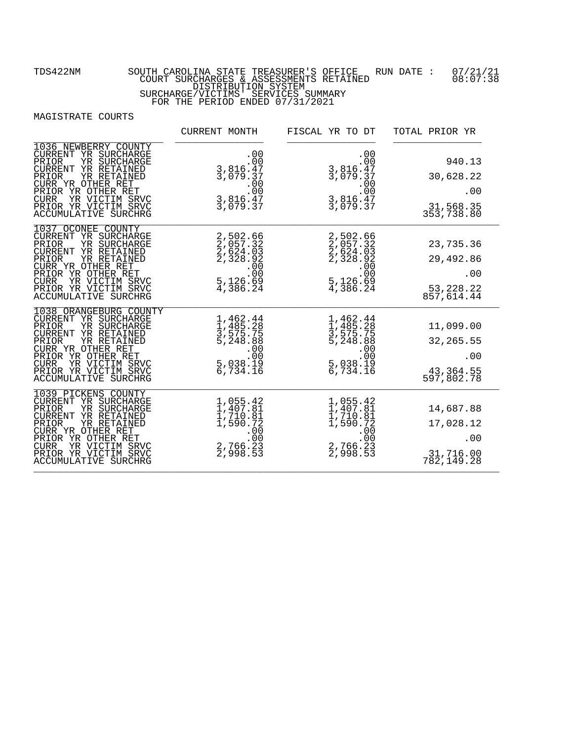TDS422NM SOUTH CAROLINA STATE TREASURER'S OFFICE RUN DATE : 07/21/21 08:07:38

COURT SURCHARGES & ASSESSMENTS RETAINED
DISTRIBUTION SYSTEM
SURCHARGE/VICTIMS' SERVICES SUMMARY
FOR THE PERIOD ENDED 07/31/2021

MAGISTRATE COURTS

| | CURRENT MONTH | FISCAL YR TO DT | TOTAL PRIOR YR |
|---|---|---|---|
| **1036 NEWBERRY COUNTY** | | | |
| CURRENT YR SURCHARGE | .00 | .00 | |
| PRIOR YR SURCHARGE | .00 | .00 | 940.13 |
| CURRENT YR RETAINED | 3,816.47 | 3,816.47 | |
| PRIOR YR RETAINED | 3,079.37 | 3,079.37 | 30,628.22 |
| CURR YR OTHER RET | .00 | .00 | |
| PRIOR YR OTHER RET | .00 | .00 | .00 |
| CURR YR VICTIM SRVC | 3,816.47 | 3,816.47 | |
| PRIOR YR VICTIM SRVC | 3,079.37 | 3,079.37 | 31,568.35 |
| ACCUMULATIVE SURCHRG | | | 353,738.80 |
| **1037 OCONEE COUNTY** | | | |
| CURRENT YR SURCHARGE | 2,502.66 | 2,502.66 | |
| PRIOR YR SURCHARGE | 2,057.32 | 2,057.32 | 23,735.36 |
| CURRENT YR RETAINED | 2,624.03 | 2,624.03 | |
| PRIOR YR RETAINED | 2,328.92 | 2,328.92 | 29,492.86 |
| CURR YR OTHER RET | .00 | .00 | |
| PRIOR YR OTHER RET | .00 | .00 | .00 |
| CURR YR VICTIM SRVC | 5,126.69 | 5,126.69 | |
| PRIOR YR VICTIM SRVC | 4,386.24 | 4,386.24 | 53,228.22 |
| ACCUMULATIVE SURCHRG | | | 857,614.44 |
| **1038 ORANGEBURG COUNTY** | | | |
| CURRENT YR SURCHARGE | 1,462.44 | 1,462.44 | |
| PRIOR YR SURCHARGE | 1,485.28 | 1,485.28 | 11,099.00 |
| CURRENT YR RETAINED | 3,575.75 | 3,575.75 | |
| PRIOR YR RETAINED | 5,248.88 | 5,248.88 | 32,265.55 |
| CURR YR OTHER RET | .00 | .00 | |
| PRIOR YR OTHER RET | .00 | .00 | .00 |
| CURR YR VICTIM SRVC | 5,038.19 | 5,038.19 | |
| PRIOR YR VICTIM SRVC | 6,734.16 | 6,734.16 | 43,364.55 |
| ACCUMULATIVE SURCHRG | | | 597,802.78 |
| **1039 PICKENS COUNTY** | | | |
| CURRENT YR SURCHARGE | 1,055.42 | 1,055.42 | |
| PRIOR YR SURCHARGE | 1,407.81 | 1,407.81 | 14,687.88 |
| CURRENT YR RETAINED | 1,710.81 | 1,710.81 | |
| PRIOR YR RETAINED | 1,590.72 | 1,590.72 | 17,028.12 |
| CURR YR OTHER RET | .00 | .00 | |
| PRIOR YR OTHER RET | .00 | .00 | .00 |
| CURR YR VICTIM SRVC | 2,766.23 | 2,766.23 | |
| PRIOR YR VICTIM SRVC | 2,998.53 | 2,998.53 | 31,716.00 |
| ACCUMULATIVE SURCHRG | | | 782,149.28 |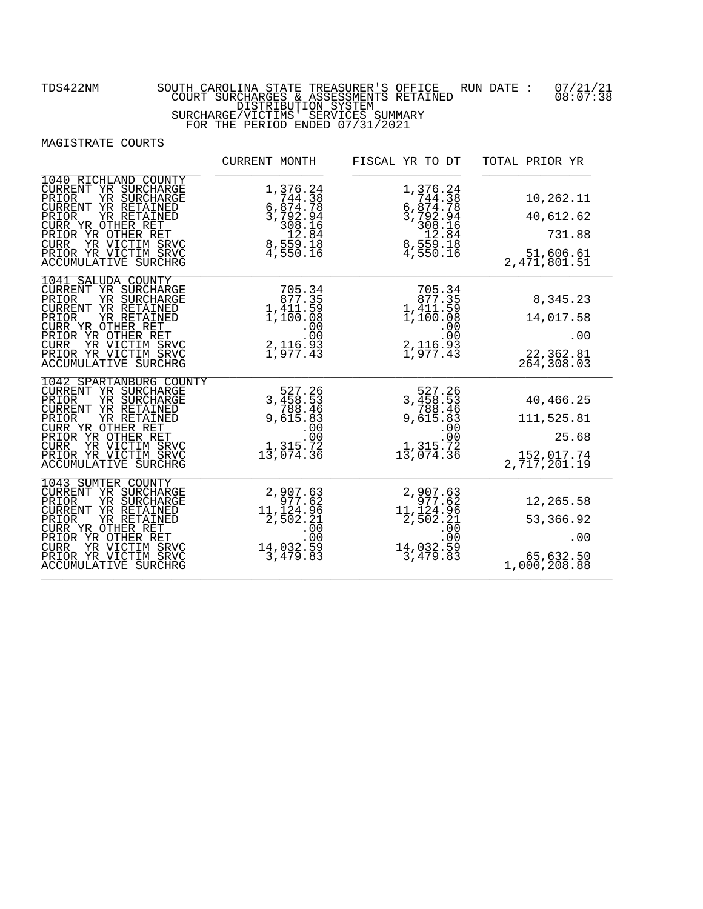TDS422NM SOUTH CAROLINA STATE TREASURER'S OFFICE RUN DATE : 07/21/21 08:07:38

COURT SURCHARGES & ASSESSMENTS RETAINED
DISTRIBUTION SYSTEM
SURCHARGE/VICTIMS' SERVICES SUMMARY
FOR THE PERIOD ENDED 07/31/2021

MAGISTRATE COURTS

| | CURRENT MONTH | FISCAL YR TO DT | TOTAL PRIOR YR |
|---|---|---|---|
| **1040 RICHLAND COUNTY** | | | |
| CURRENT YR SURCHARGE | 1,376.24 | 1,376.24 | |
| PRIOR YR SURCHARGE | 744.38 | 744.38 | 10,262.11 |
| CURRENT YR RETAINED | 6,874.78 | 6,874.78 | |
| PRIOR YR RETAINED | 3,792.94 | 3,792.94 | 40,612.62 |
| CURR YR OTHER RET | 308.16 | 308.16 | |
| PRIOR YR OTHER RET | 12.84 | 12.84 | 731.88 |
| CURR YR VICTIM SRVC | 8,559.18 | 8,559.18 | |
| PRIOR YR VICTIM SRVC | 4,550.16 | 4,550.16 | 51,606.61 |
| ACCUMULATIVE SURCHRG | | | 2,471,801.51 |
| **1041 SALUDA COUNTY** | | | |
| CURRENT YR SURCHARGE | 705.34 | 705.34 | |
| PRIOR YR SURCHARGE | 877.35 | 877.35 | 8,345.23 |
| CURRENT YR RETAINED | 1,411.59 | 1,411.59 | |
| PRIOR YR RETAINED | 1,100.08 | 1,100.08 | 14,017.58 |
| CURR YR OTHER RET | .00 | .00 | |
| PRIOR YR OTHER RET | .00 | .00 | .00 |
| CURR YR VICTIM SRVC | 2,116.93 | 2,116.93 | |
| PRIOR YR VICTIM SRVC | 1,977.43 | 1,977.43 | 22,362.81 |
| ACCUMULATIVE SURCHRG | | | 264,308.03 |
| **1042 SPARTANBURG COUNTY** | | | |
| CURRENT YR SURCHARGE | 527.26 | 527.26 | |
| PRIOR YR SURCHARGE | 3,458.53 | 3,458.53 | 40,466.25 |
| CURRENT YR RETAINED | 788.46 | 788.46 | |
| PRIOR YR RETAINED | 9,615.83 | 9,615.83 | 111,525.81 |
| CURR YR OTHER RET | .00 | .00 | |
| PRIOR YR OTHER RET | .00 | .00 | 25.68 |
| CURR YR VICTIM SRVC | 1,315.72 | 1,315.72 | |
| PRIOR YR VICTIM SRVC | 13,074.36 | 13,074.36 | 152,017.74 |
| ACCUMULATIVE SURCHRG | | | 2,717,201.19 |
| **1043 SUMTER COUNTY** | | | |
| CURRENT YR SURCHARGE | 2,907.63 | 2,907.63 | |
| PRIOR YR SURCHARGE | 977.62 | 977.62 | 12,265.58 |
| CURRENT YR RETAINED | 11,124.96 | 11,124.96 | |
| PRIOR YR RETAINED | 2,502.21 | 2,502.21 | 53,366.92 |
| CURR YR OTHER RET | .00 | .00 | |
| PRIOR YR OTHER RET | .00 | .00 | .00 |
| CURR YR VICTIM SRVC | 14,032.59 | 14,032.59 | |
| PRIOR YR VICTIM SRVC | 3,479.83 | 3,479.83 | 65,632.50 |
| ACCUMULATIVE SURCHRG | | | 1,000,208.88 |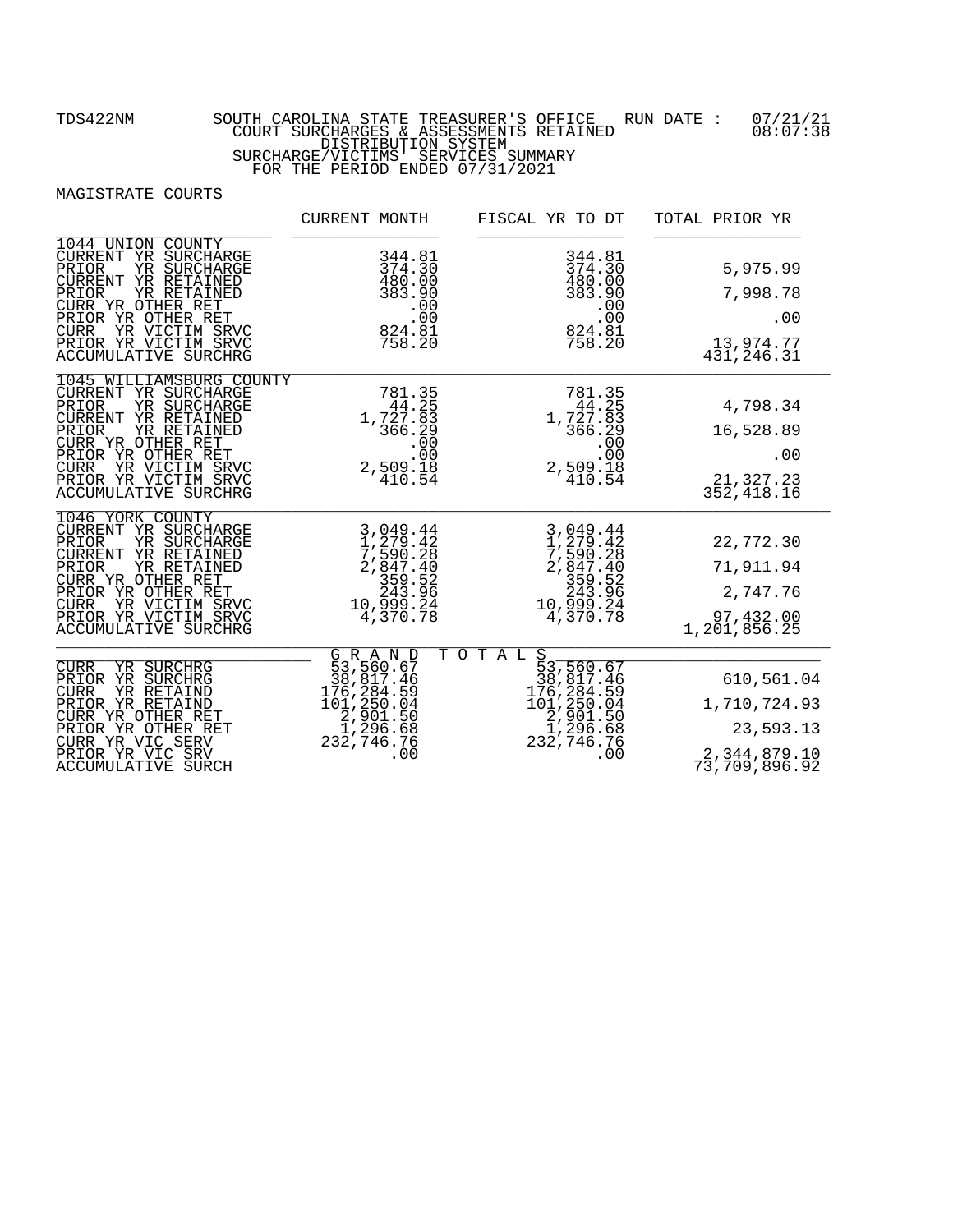TDS422NM SOUTH CAROLINA STATE TREASURER'S OFFICE RUN DATE : 07/21/21
COURT SURCHARGES & ASSESSMENTS RETAINED 08:07:38
DISTRIBUTION SYSTEM
SURCHARGE/VICTIMS' SERVICES SUMMARY
FOR THE PERIOD ENDED 07/31/2021

MAGISTRATE COURTS

| | CURRENT MONTH | FISCAL YR TO DT | TOTAL PRIOR YR |
|---|---|---|---|
| **1044 UNION COUNTY** | | | |
| CURRENT YR SURCHARGE | 344.81 | 344.81 | |
| PRIOR YR SURCHARGE | 374.30 | 374.30 | 5,975.99 |
| CURRENT YR RETAINED | 480.00 | 480.00 | |
| PRIOR YR RETAINED | 383.90 | 383.90 | 7,998.78 |
| CURR YR OTHER RET | .00 | .00 | |
| PRIOR YR OTHER RET | .00 | .00 | .00 |
| CURR YR VICTIM SRVC | 824.81 | 824.81 | |
| PRIOR YR VICTIM SRVC | 758.20 | 758.20 | 13,974.77 |
| ACCUMULATIVE SURCHRG | | | 431,246.31 |
| **1045 WILLIAMSBURG COUNTY** | | | |
| CURRENT YR SURCHARGE | 781.35 | 781.35 | |
| PRIOR YR SURCHARGE | 44.25 | 44.25 | 4,798.34 |
| CURRENT YR RETAINED | 1,727.83 | 1,727.83 | |
| PRIOR YR RETAINED | 366.29 | 366.29 | 16,528.89 |
| CURR YR OTHER RET | .00 | .00 | |
| PRIOR YR OTHER RET | .00 | .00 | .00 |
| CURR YR VICTIM SRVC | 2,509.18 | 2,509.18 | |
| PRIOR YR VICTIM SRVC | 410.54 | 410.54 | 21,327.23 |
| ACCUMULATIVE SURCHRG | | | 352,418.16 |
| **1046 YORK COUNTY** | | | |
| CURRENT YR SURCHARGE | 3,049.44 | 3,049.44 | |
| PRIOR YR SURCHARGE | 1,279.42 | 1,279.42 | 22,772.30 |
| CURRENT YR RETAINED | 7,590.28 | 7,590.28 | |
| PRIOR YR RETAINED | 2,847.40 | 2,847.40 | 71,911.94 |
| CURR YR OTHER RET | 359.52 | 359.52 | |
| PRIOR YR OTHER RET | 243.96 | 243.96 | 2,747.76 |
| CURR YR VICTIM SRVC | 10,999.24 | 10,999.24 | |
| PRIOR YR VICTIM SRVC | 4,370.78 | 4,370.78 | 97,432.00 |
| ACCUMULATIVE SURCHRG | | | 1,201,856.25 |
| **GRAND TOTALS** | | | |
| CURR YR SURCHRG | 53,560.67 | 53,560.67 | |
| PRIOR YR SURCHRG | 38,817.46 | 38,817.46 | 610,561.04 |
| CURR YR RETAIND | 176,284.59 | 176,284.59 | |
| PRIOR YR RETAIND | 101,250.04 | 101,250.04 | 1,710,724.93 |
| CURR YR OTHER RET | 2,901.50 | 2,901.50 | |
| PRIOR YR OTHER RET | 1,296.68 | 1,296.68 | 23,593.13 |
| CURR YR VIC SERV | 232,746.76 | 232,746.76 | |
| PRIOR YR VIC SRV | .00 | .00 | 2,344,879.10 |
| ACCUMULATIVE SURCH | | | 73,709,896.92 |